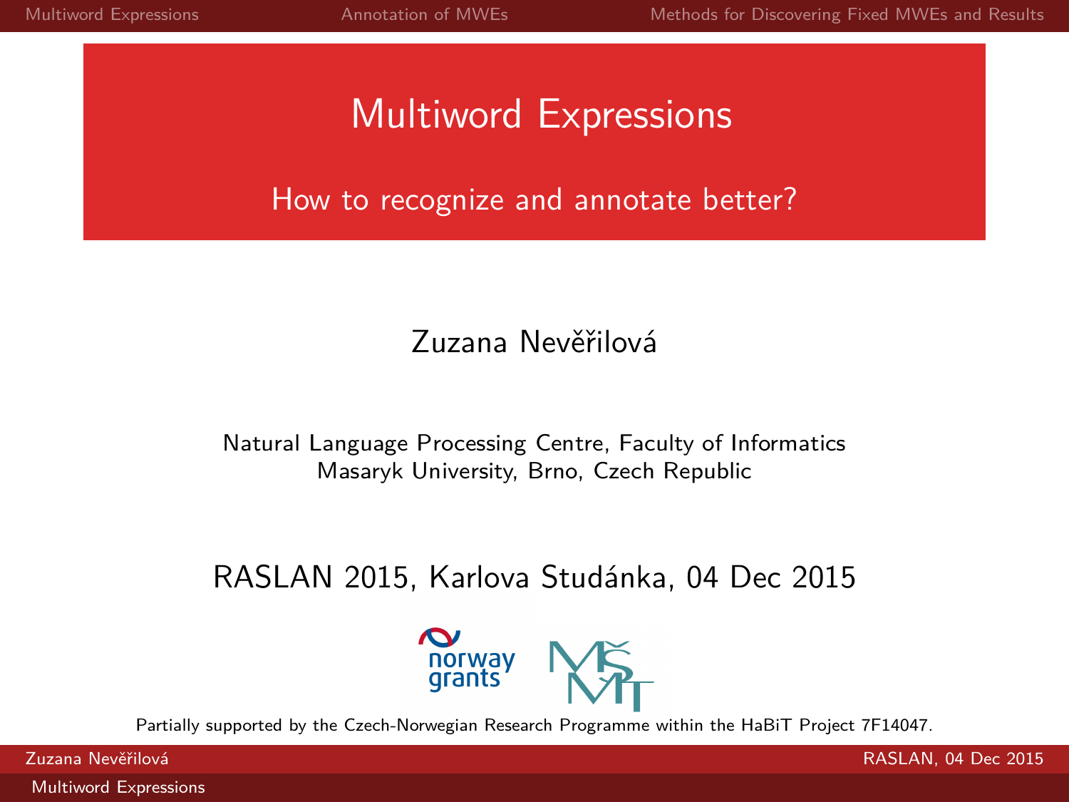# Multiword Expressions

## How to recognize and annotate better?

Zuzana Nevěřilová

Natural Language Processing Centre, Faculty of Informatics
Masaryk University, Brno, Czech Republic

RASLAN 2015, Karlova Studánka, 04 Dec 2015

Partially supported by the Czech-Norwegian Research Programme within the HaBiT Project 7F14047.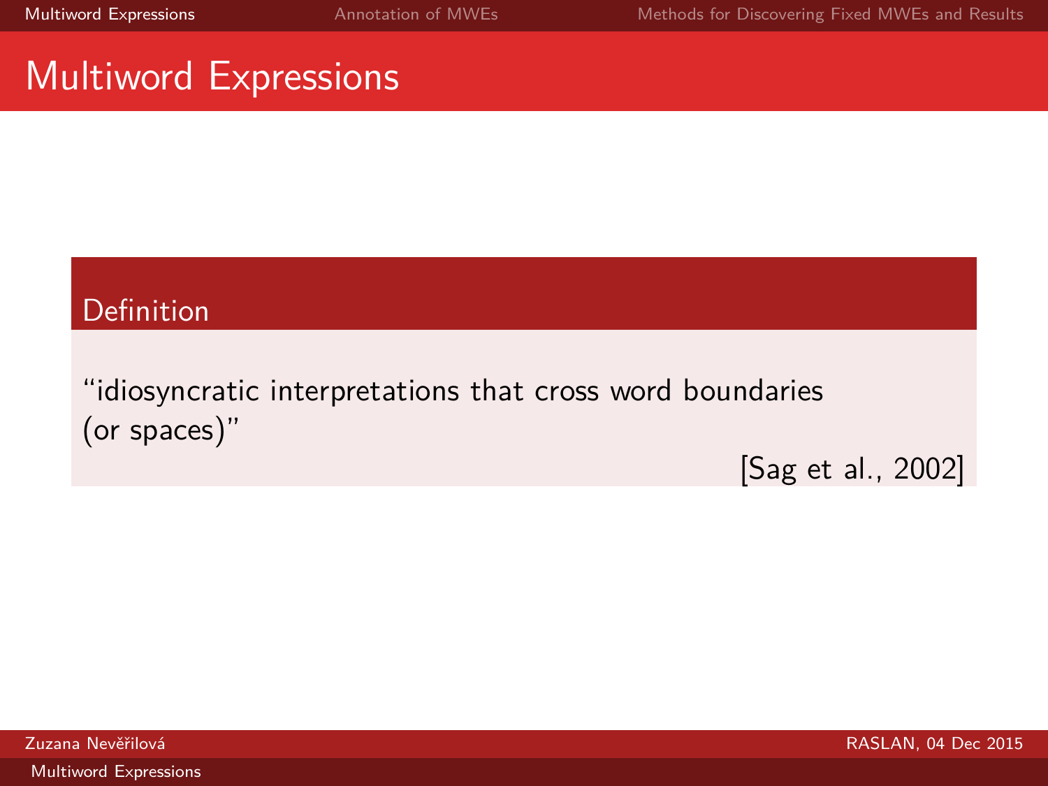# Multiword Expressions

**Definition**

"idiosyncratic interpretations that cross word boundaries (or spaces)"

[Sag et al., 2002]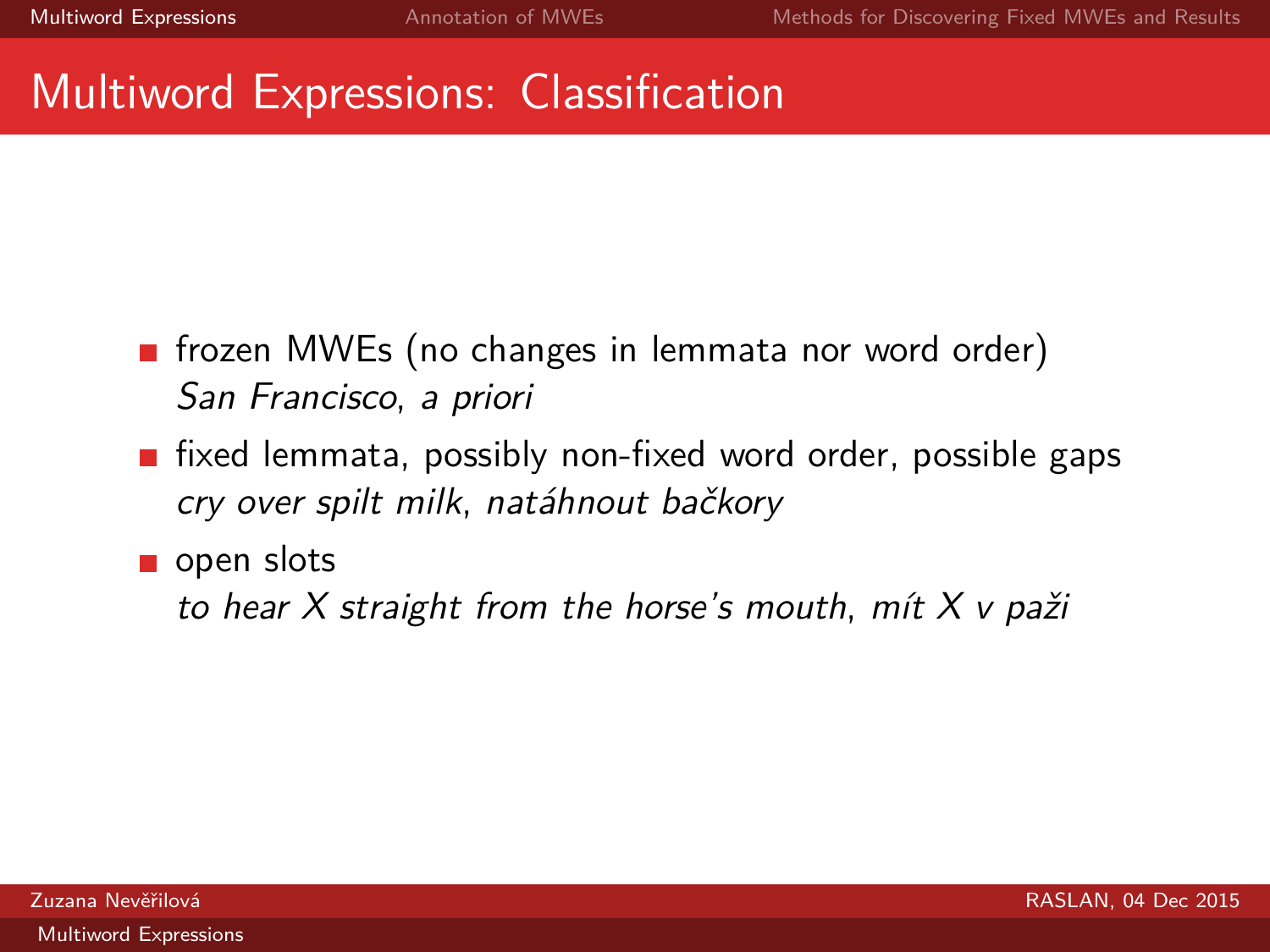# Multiword Expressions: Classification

- frozen MWEs (no changes in lemmata nor word order)
  *San Francisco*, *a priori*
- fixed lemmata, possibly non-fixed word order, possible gaps
  *cry over spilt milk*, *natáhnout bačkory*
- open slots
  *to hear X straight from the horse's mouth*, *mít X v paži*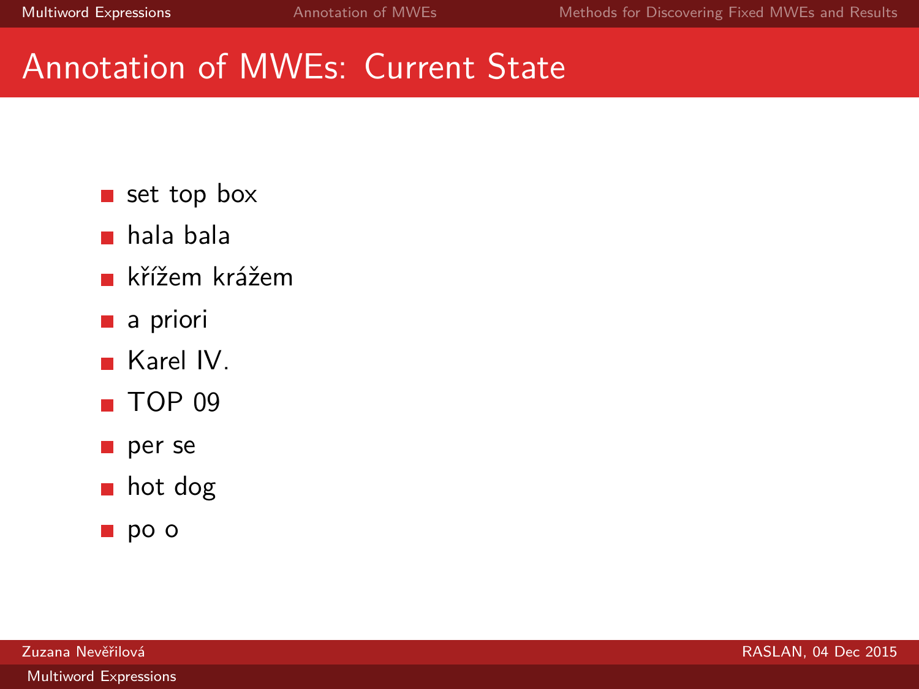## Annotation of MWEs: Current State

- set top box
- hala bala
- křížem krážem
- a priori
- Karel IV.
- TOP 09
- per se
- hot dog
- po o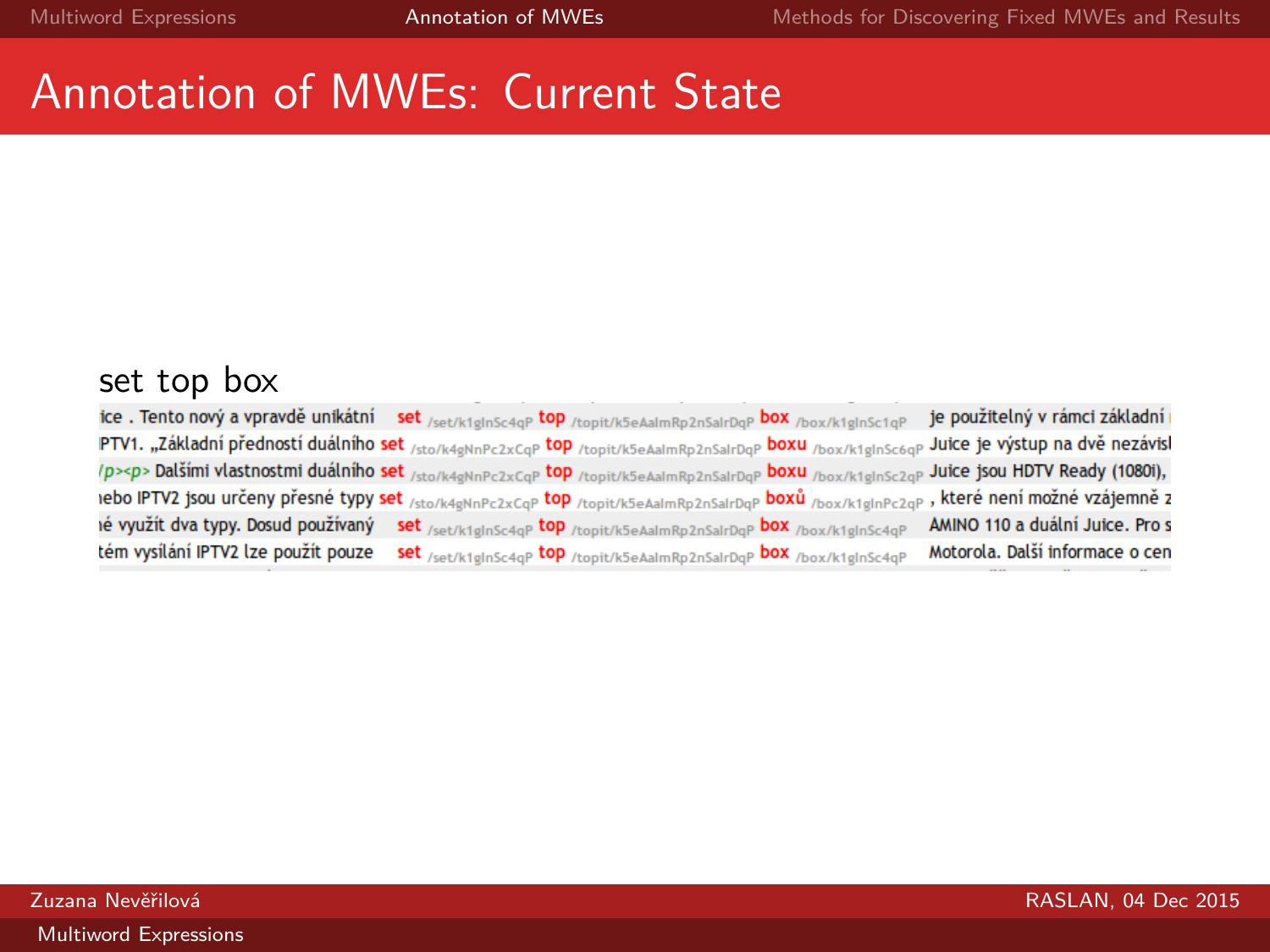# Annotation of MWEs: Current State

set top box

| Left context | KWIC | Right context |
|---|---|---|
| ice . Tento nový a vpravdě unikátní | set /set/k1gInSc4qP top /topit/k5eAaImRp2nSaIrDqP box /box/k1gInSc1qP | je použitelný v rámci základní |
| PTV1. „Základní předností duálního | set /sto/k4gNnPc2xCqP top /topit/k5eAaImRp2nSaIrDqP boxu /box/k1gInSc6qP | Juice je výstup na dvě nezávisl |
| /p><p> Dalšími vlastnostmi duálního | set /sto/k4gNnPc2xCqP top /topit/k5eAaImRp2nSaIrDqP boxu /box/k1gInSc2qP | Juice jsou HDTV Ready (1080i), |
| ıebo IPTV2 jsou určeny přesné typy | set /sto/k4gNnPc2xCqP top /topit/k5eAaImRp2nSaIrDqP boxů /box/k1gInPc2qP | , které není možné vzájemně z |
| ıé využít dva typy. Dosud používaný | set /set/k1gInSc4qP top /topit/k5eAaImRp2nSaIrDqP box /box/k1gInSc4qP | AMINO 110 a duální Juice. Pro s |
| tém vysílání IPTV2 lze použít pouze | set /set/k1gInSc4qP top /topit/k5eAaImRp2nSaIrDqP box /box/k1gInSc4qP | Motorola. Další informace o cen |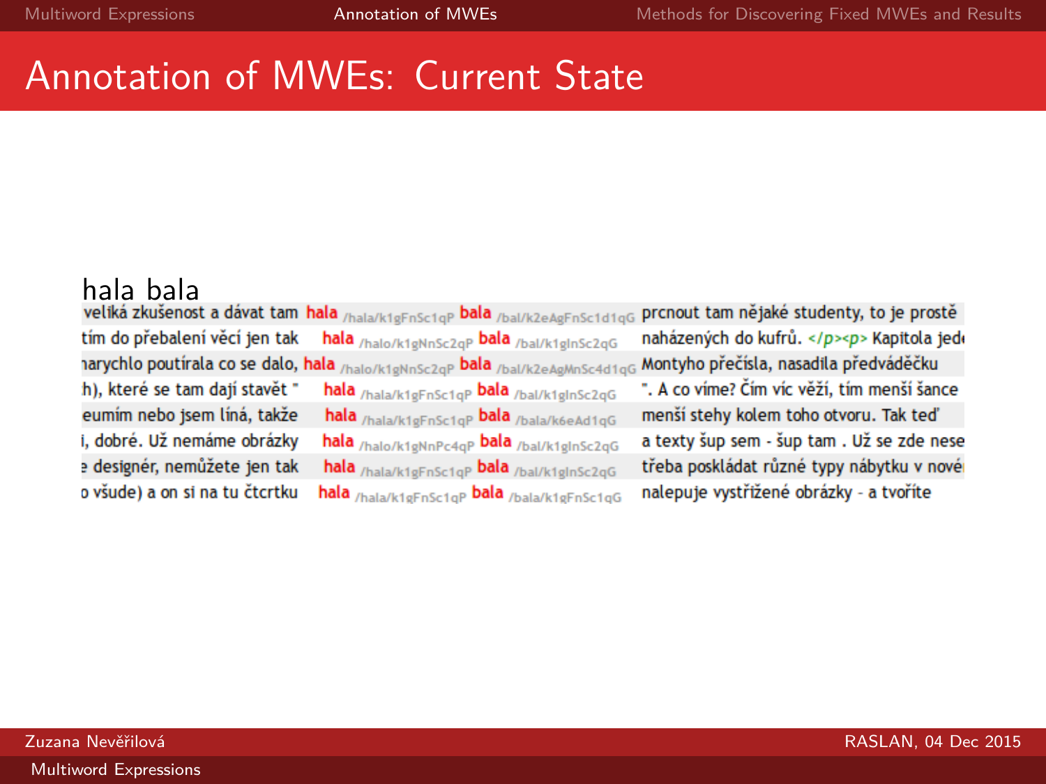# Annotation of MWEs: Current State

hala bala

| Left context | KWIC | Right context |
|---|---|---|
| veliká zkušenost a dávat tam | **hala** /hala/k1gFnSc1qP **bala** /bal/k2eAgFnSc1d1qG | prcnout tam nějaké studenty, to je prostě |
| tím do přebalení věcí jen tak | **hala** /halo/k1gNnSc2qP **bala** /bal/k1gInSc2qG | naházených do kufrů. </p><p> Kapitola jed |
| narychlo poutírala co se dalo, | **hala** /halo/k1gNnSc2qP **bala** /bal/k2eAgMnSc4d1qG | Montyho přečísla, nasadila předváděčku |
| h), které se tam dají stavět " | **hala** /hala/k1gFnSc1qP **bala** /bal/k1gInSc2qG | ". A co víme? Čím víc věží, tím menší šance |
| eumím nebo jsem líná, takže | **hala** /hala/k1gFnSc1qP **bala** /bala/k6eAd1qG | menší stehy kolem toho otvoru. Tak teď |
| i, dobré. Už nemáme obrázky | **hala** /halo/k1gNnPc4qP **bala** /bal/k1gInSc2qG | a texty šup sem - šup tam . Už se zde nese |
| e designér, nemůžete jen tak | **hala** /hala/k1gFnSc1qP **bala** /bal/k1gInSc2qG | třeba poskládat různé typy nábytku v nov |
| o všude) a on si na tu čtcrtku | **hala** /hala/k1gFnSc1qP **bala** /bala/k1gFnSc1qG | nalepuje vystřižené obrázky - a tvoříte |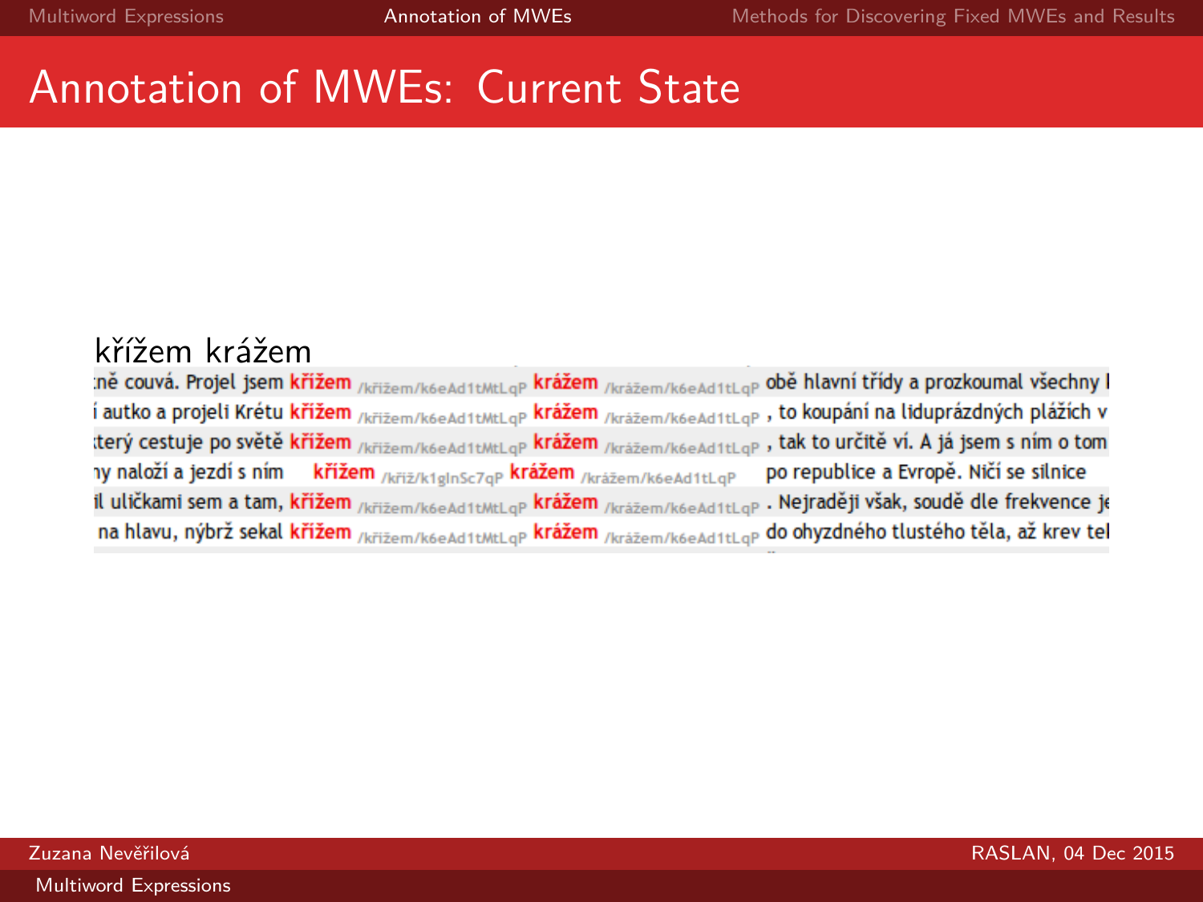# Annotation of MWEs: Current State

křížem krážem

| Left context | KWIC | | Right context |
|---|---|---|---|
| tně couvá. Projel jsem | **křížem** /křížem/k6eAd1tMtLqP | **krážem** /krážem/k6eAd1tLqP | obě hlavní třídy a prozkoumal všechny |
| í autko a projeli Krétu | **křížem** /křížem/k6eAd1tMtLqP | **krážem** /krážem/k6eAd1tLqP | , to koupání na liduprázdných plážích v |
| terý cestuje po světě | **křížem** /křížem/k6eAd1tMtLqP | **krážem** /krážem/k6eAd1tLqP | , tak to určitě ví. A já jsem s ním o tom |
| ny naloží a jezdí s ním | **křížem** /kříž/k1gInSc7qP | **krážem** /krážem/k6eAd1tLqP | po republice a Evropě. Ničí se silnice |
| il uličkami sem a tam, | **křížem** /křížem/k6eAd1tMtLqP | **krážem** /krážem/k6eAd1tLqP | . Nejraději však, soudě dle frekvence je |
| na hlavu, nýbrž sekal | **křížem** /křížem/k6eAd1tMtLqP | **krážem** /krážem/k6eAd1tLqP | do ohyzdného tlustého těla, až krev tel |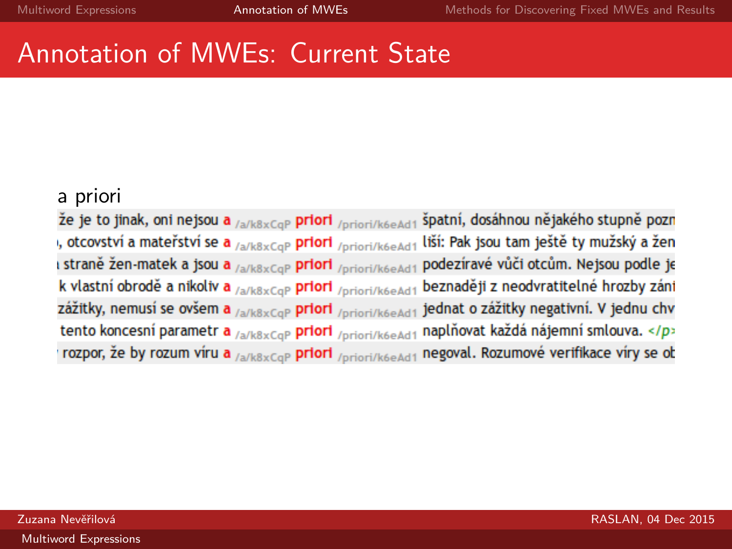# Annotation of MWEs: Current State

a priori

| | | | | | |
|---|---|---|---|---|---|
| že je to jinak, oni nejsou | a | /a/k8xCqP | priori | /priori/k6eAd1 | špatní, dosáhnou nějakého stupně pozn |
| , otcovství a mateřství se | a | /a/k8xCqP | priori | /priori/k6eAd1 | liší: Pak jsou tam ještě ty mužský a žen |
| straně žen-matek a jsou | a | /a/k8xCqP | priori | /priori/k6eAd1 | podezíravé vůči otcům. Nejsou podle je |
| k vlastní obrodě a nikoliv | a | /a/k8xCqP | priori | /priori/k6eAd1 | beznaději z neodvratitelné hrozby záni |
| zážitky, nemusí se ovšem | a | /a/k8xCqP | priori | /priori/k6eAd1 | jednat o zážitky negativní. V jednu chv |
| tento koncesní parametr | a | /a/k8xCqP | priori | /priori/k6eAd1 | naplňovat každá nájemní smlouva. </p |
| rozpor, že by rozum víru | a | /a/k8xCqP | priori | /priori/k6eAd1 | negoval. Rozumové verifikace víry se ob |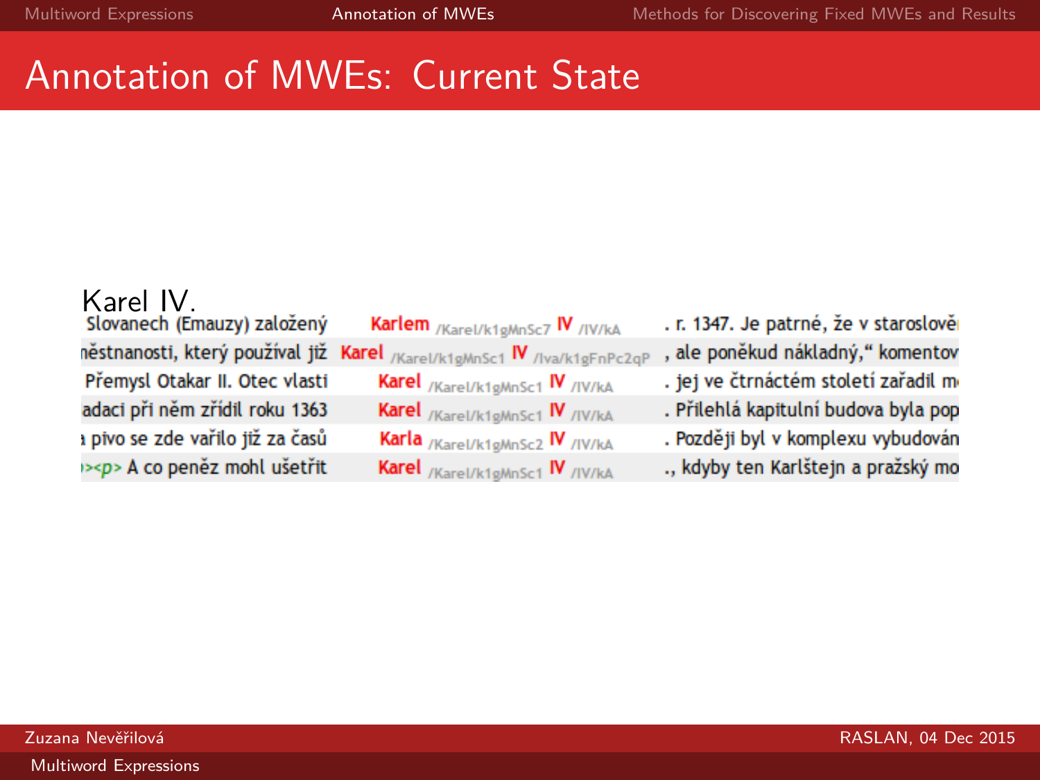# Annotation of MWEs: Current State

Karel IV.

| | | |
|---|---|---|
| Slovanech (Emauzy) založený | Karlem /Karel/k1gMnSc7 IV /IV/kA | . r. 1347. Je patrné, že v staroslově |
| něstnanosti, který používal již | Karel /Karel/k1gMnSc1 IV /Iva/k1gFnPc2qP | , ale poněkud nákladný," komentov |
| Přemysl Otakar II. Otec vlasti | Karel /Karel/k1gMnSc1 IV /IV/kA | . jej ve čtrnáctém století zařadil m |
| adaci při něm zřídil roku 1363 | Karel /Karel/k1gMnSc1 IV /IV/kA | . Přilehlá kapitulní budova byla pop |
| pivo se zde vařilo již za časů | Karla /Karel/k1gMnSc2 IV /IV/kA | . Později byl v komplexu vybudován |
| ><p> A co peněz mohl ušetřit | Karel /Karel/k1gMnSc1 IV /IV/kA | ., kdyby ten Karlštejn a pražský mo |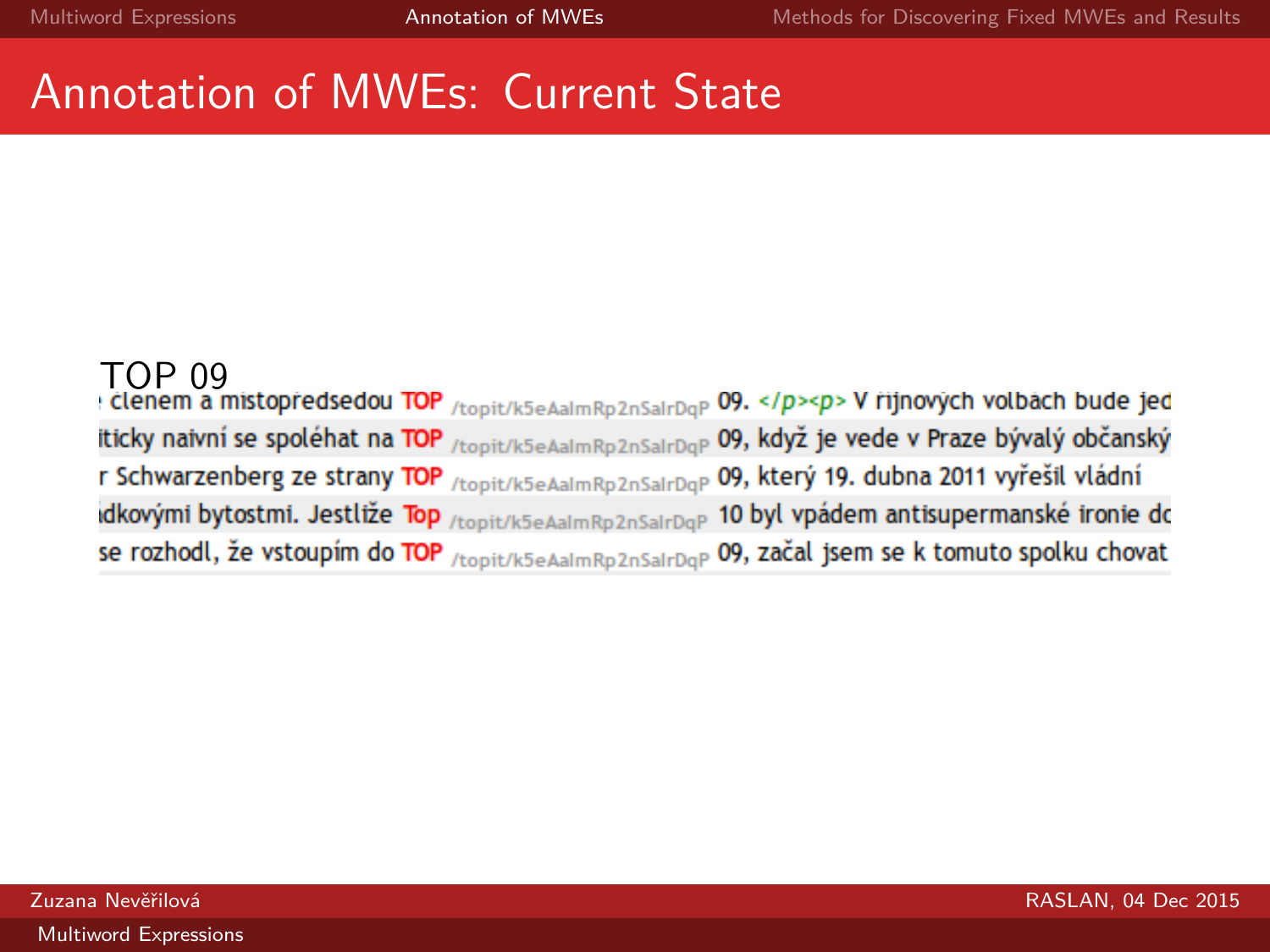# Annotation of MWEs: Current State

TOP 09

| | | | |
|---|---|---|---|
| členem a místopředsedou | TOP | /topit/k5eAalmRp2nSalrDqP | 09. </p><p> V říjnových volbách bude jed |
| iticky naivní se spoléhat na | TOP | /topit/k5eAalmRp2nSalrDqP | 09, když je vede v Praze bývalý občanský |
| r Schwarzenberg ze strany | TOP | /topit/k5eAalmRp2nSalrDqP | 09, který 19. dubna 2011 vyřešil vládní |
| dkovými bytostmi. Jestliže | Top | /topit/k5eAalmRp2nSalrDqP | 10 byl vpádem antisupermanské ironie do |
| se rozhodl, že vstoupím do | TOP | /topit/k5eAalmRp2nSalrDqP | 09, začal jsem se k tomuto spolku chovat |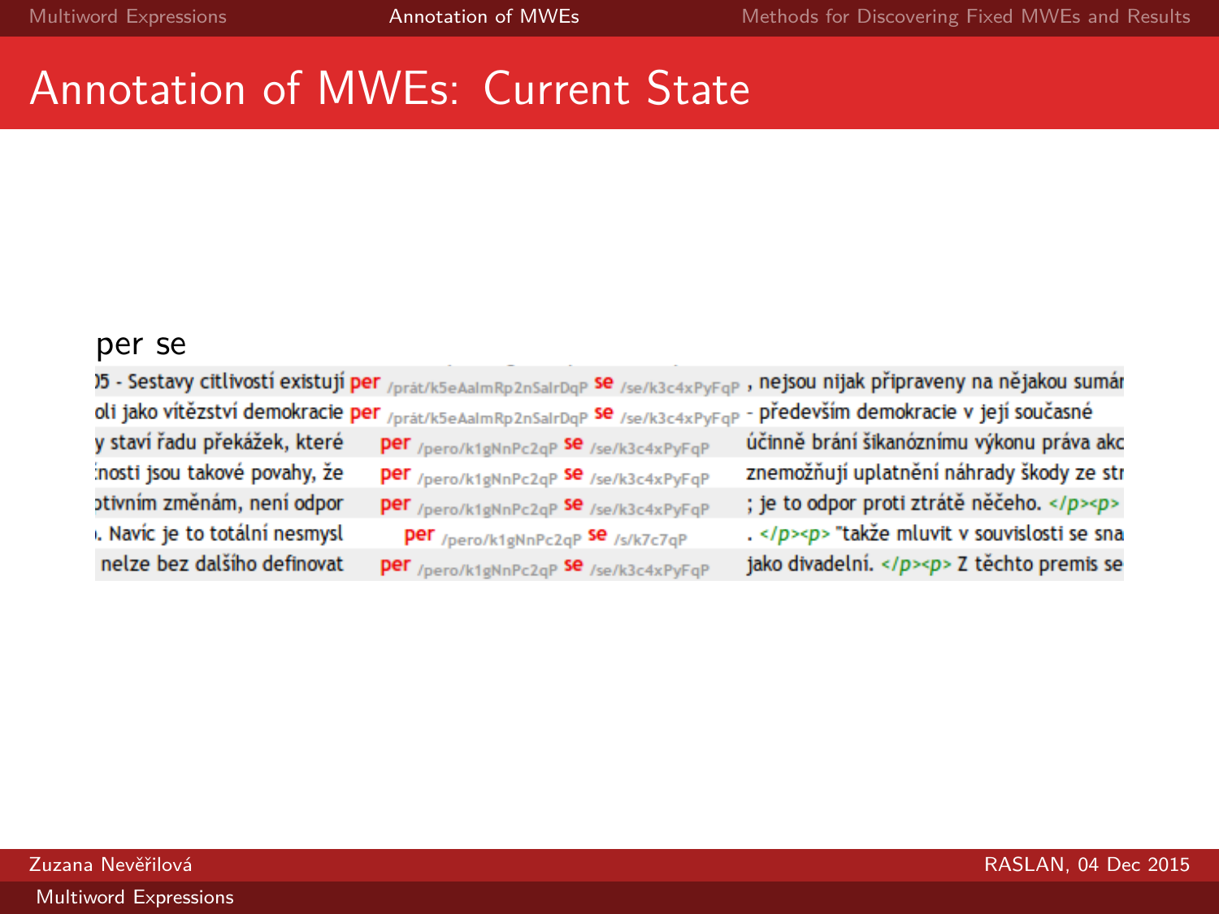# Annotation of MWEs: Current State

per se

| Left context | KWIC | | Right context |
|---|---|---|---|
| )5 - Sestavy citlivostí existují | per /prát/k5eAalmRp2nSalrDqP | se /se/k3c4xPyFqP | , nejsou nijak připraveny na nějakou sumár |
| oli jako vítězství demokracie | per /prát/k5eAalmRp2nSalrDqP | se /se/k3c4xPyFqP | - především demokracie v její současné |
| y staví řadu překážek, které | per /pero/k1gNnPc2qP | se /se/k3c4xPyFqP | účinně brání šikanóznímu výkonu práva akc |
| :nosti jsou takové povahy, že | per /pero/k1gNnPc2qP | se /se/k3c4xPyFqP | znemožňují uplatnění náhrady škody ze str |
| ɔtivním změnám, není odpor | per /pero/k1gNnPc2qP | se /se/k3c4xPyFqP | ; je to odpor proti ztrátě něčeho. </p><p> |
| . Navíc je to totální nesmysl | per /pero/k1gNnPc2qP | se /s/k7c7qP | . </p><p> "takže mluvit v souvislosti se sna |
| nelze bez dalšího definovat | per /pero/k1gNnPc2qP | se /se/k3c4xPyFqP | jako divadelní. </p><p> Z těchto premis se |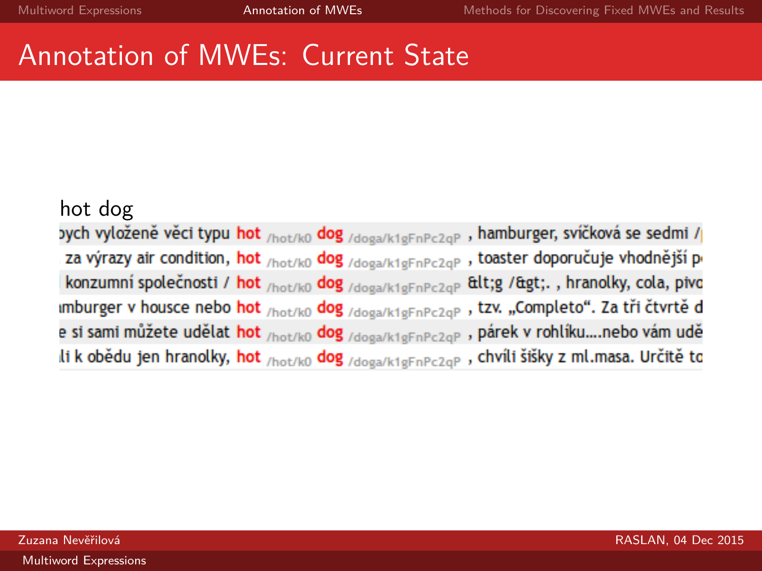# Annotation of MWEs: Current State

hot dog

```
ɔych vyloženě věci typu hot /hot/k0 dog /doga/k1gFnPc2qP , hamburger, svíčková se sedmi /
 za výrazy air condition, hot /hot/k0 dog /doga/k1gFnPc2qP , toaster doporučuje vhodnější p
 konzumní společnosti / hot /hot/k0 dog /doga/k1gFnPc2qP &lt;g /&gt;. , hranolky, cola, pivo
ımburger v housce nebo hot /hot/k0 dog /doga/k1gFnPc2qP , tzv. „Completo“. Za tři čtvrtě d
e si sami můžete udělat hot /hot/k0 dog /doga/k1gFnPc2qP , párek v rohlíku....nebo vám udě
ıli k obědu jen hranolky, hot /hot/k0 dog /doga/k1gFnPc2qP , chvíli šišky z ml.masa. Určitě to
```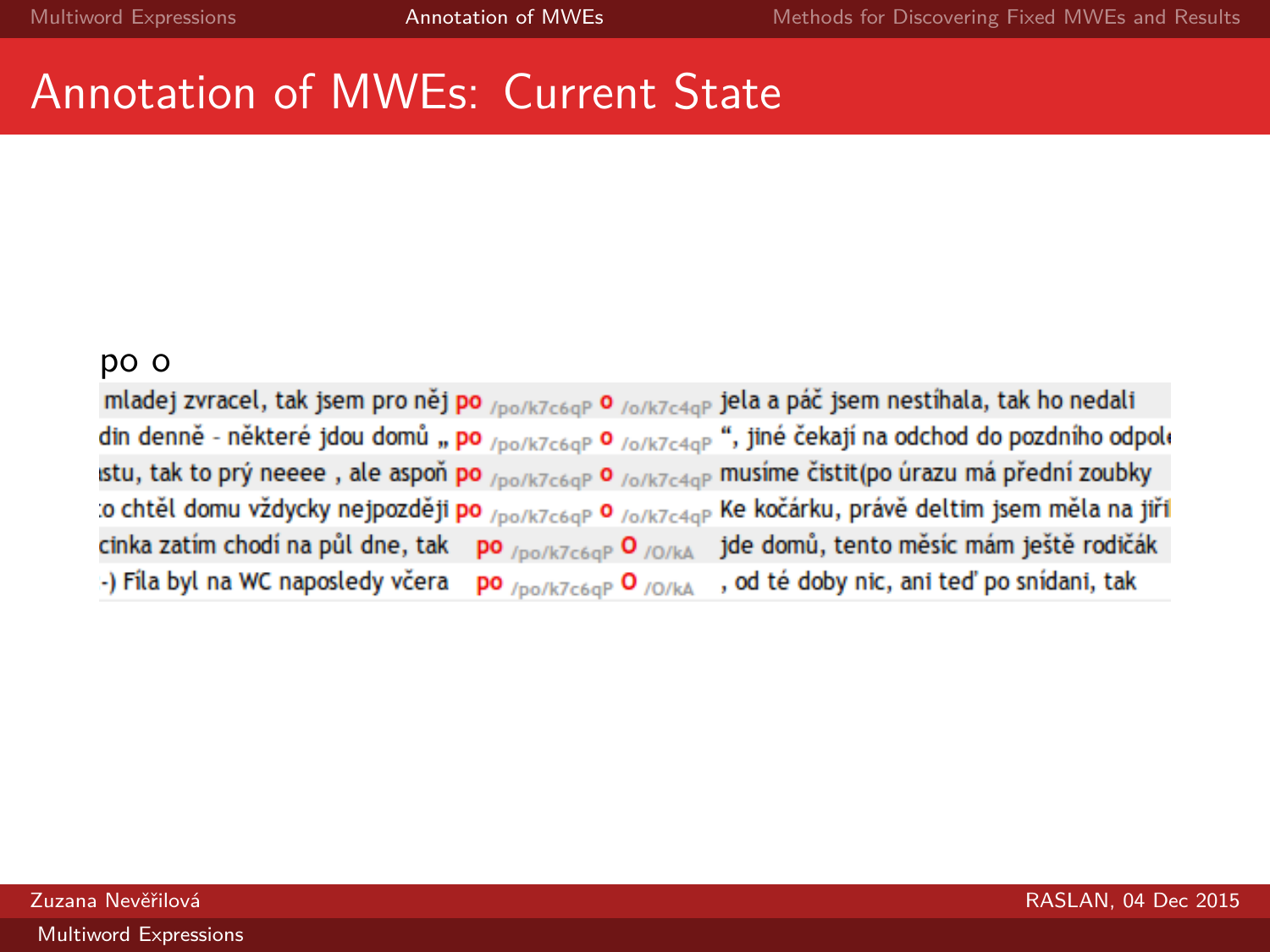# Annotation of MWEs: Current State

po o

| | | | | | |
|---|---|---|---|---|---|
| mladej zvracel, tak jsem pro něj | po | /po/k7c6qP | o | /o/k7c4qP | jela a páč jsem nestíhala, tak ho nedali |
| din denně - některé jdou domů „ | po | /po/k7c6qP | o | /o/k7c4qP | “, jiné čekají na odchod do pozdního odpol |
| stu, tak to prý neeee , ale aspoň | po | /po/k7c6qP | o | /o/k7c4qP | musíme čistit(po úrazu má přední zoubky |
| o chtěl domu vždycky nejpozději | po | /po/k7c6qP | o | /o/k7c4qP | Ke kočárku, právě deltim jsem měla na jiří |
| cinka zatím chodí na půl dne, tak | po | /po/k7c6qP | O | /O/kA | jde domů, tento měsíc mám ještě rodičák |
| -) Fíla byl na WC naposledy včera | po | /po/k7c6qP | O | /O/kA | , od té doby nic, ani teď po snídani, tak |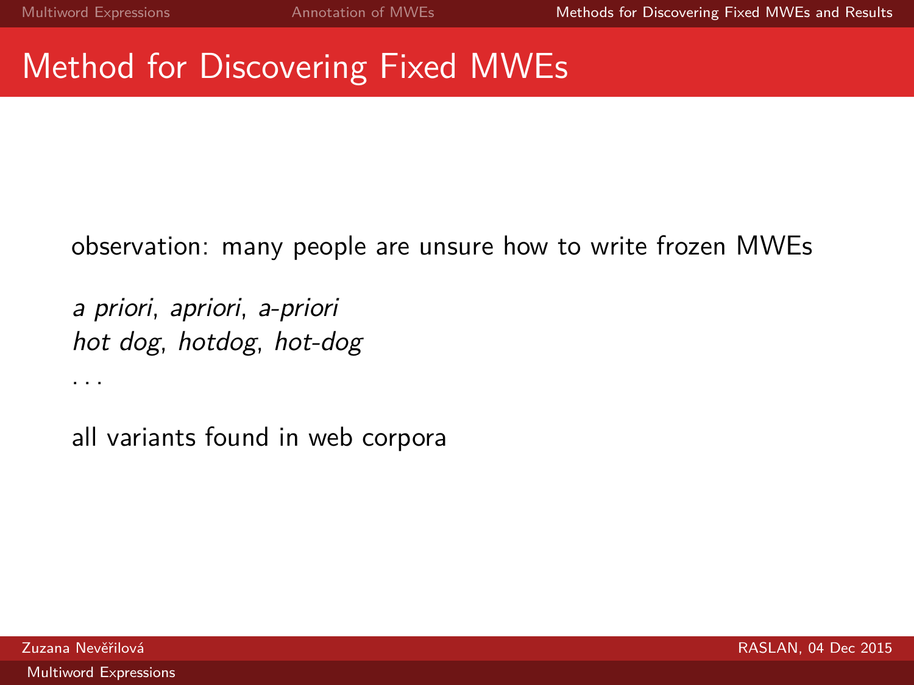# Method for Discovering Fixed MWEs

observation: many people are unsure how to write frozen MWEs

*a priori*, *apriori*, *a-priori*
*hot dog*, *hotdog*, *hot-dog*
...

all variants found in web corpora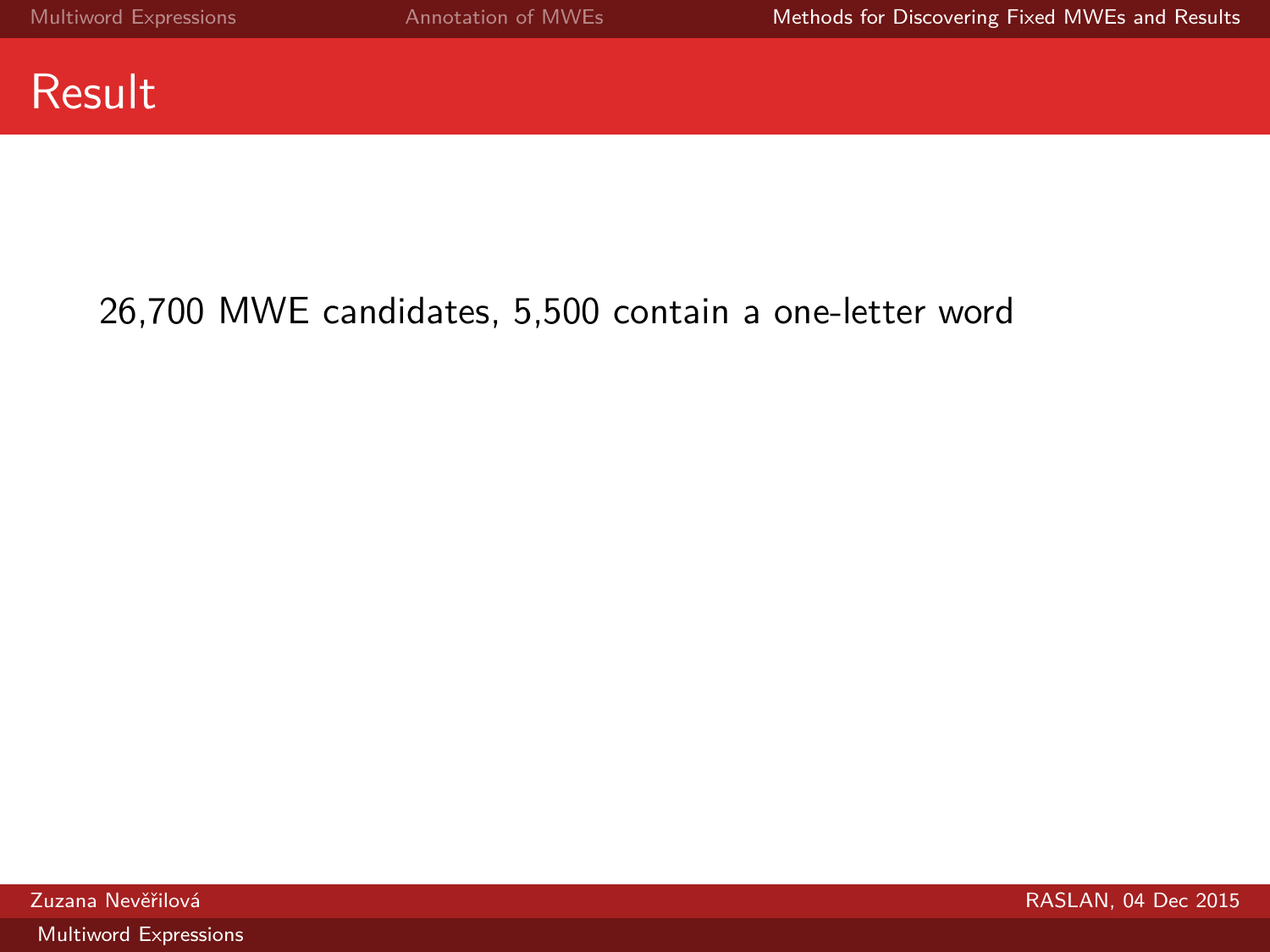# Result

26,700 MWE candidates, 5,500 contain a one-letter word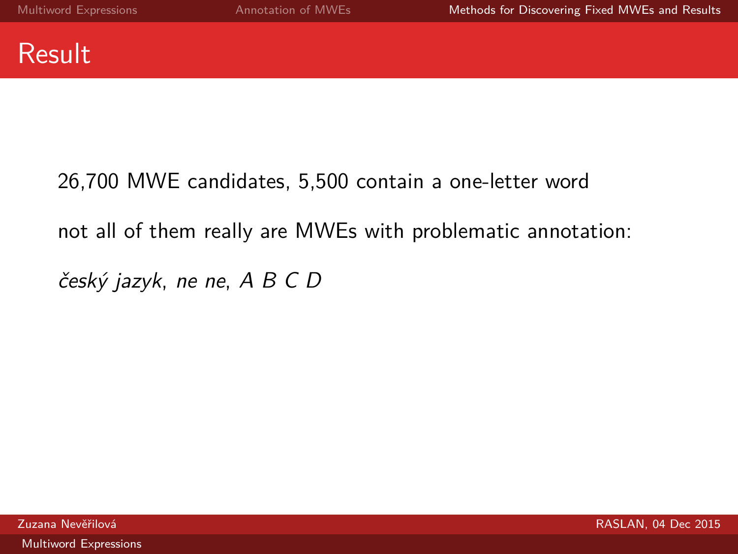# Result

26,700 MWE candidates, 5,500 contain a one-letter word

not all of them really are MWEs with problematic annotation:

*český jazyk*, *ne ne*, *A B C D*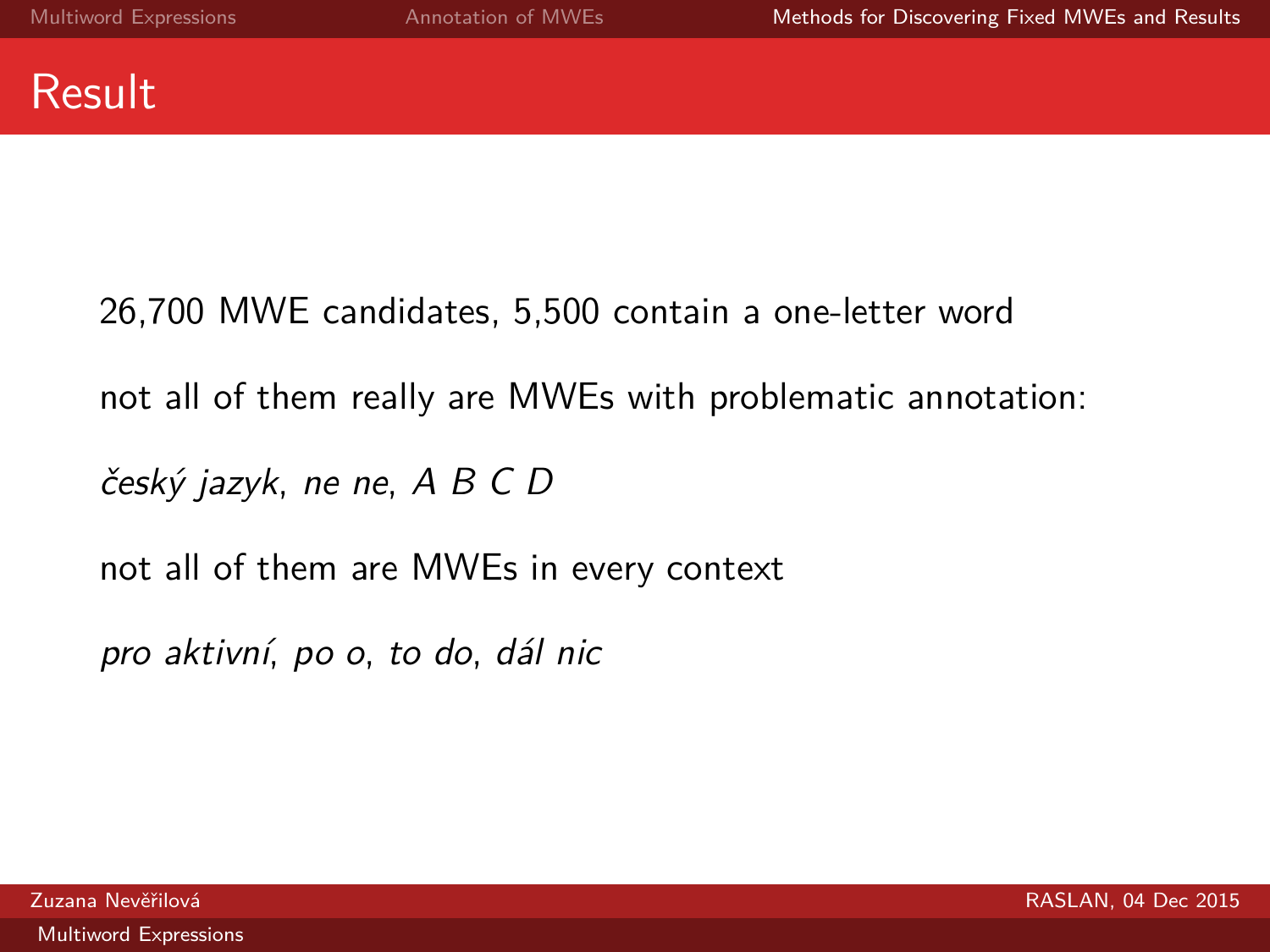# Result

26,700 MWE candidates, 5,500 contain a one-letter word

not all of them really are MWEs with problematic annotation:

*český jazyk*, *ne ne*, *A B C D*

not all of them are MWEs in every context

*pro aktivní*, *po o*, *to do*, *dál nic*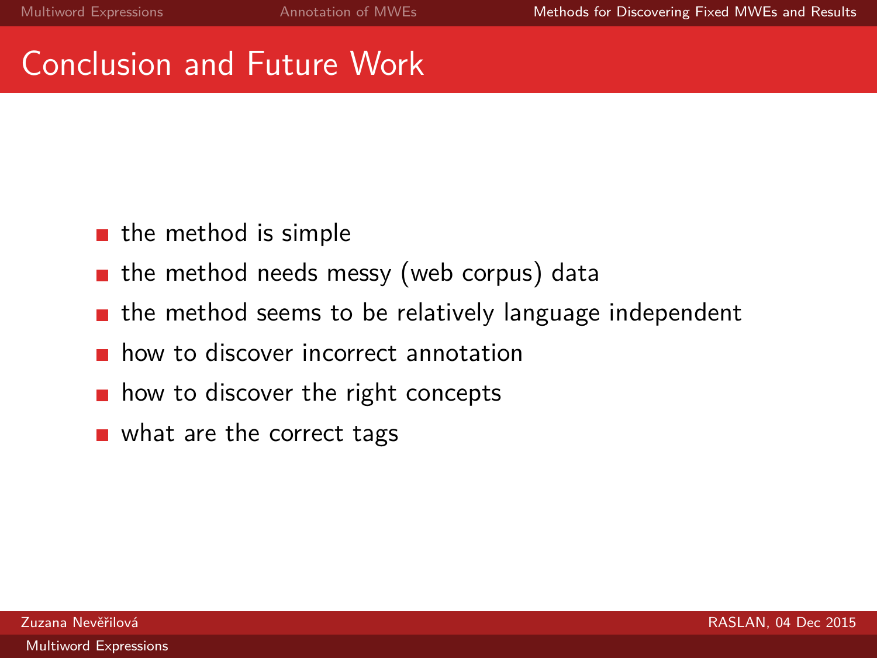# Conclusion and Future Work

- the method is simple
- the method needs messy (web corpus) data
- the method seems to be relatively language independent
- how to discover incorrect annotation
- how to discover the right concepts
- what are the correct tags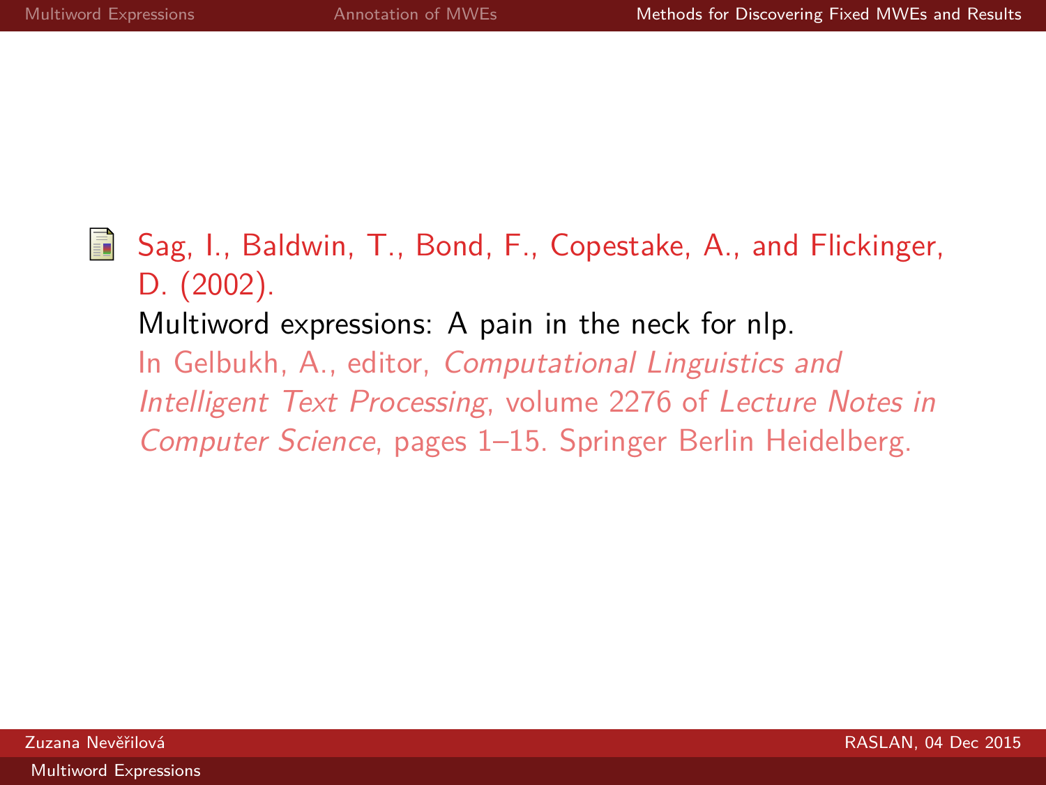Sag, I., Baldwin, T., Bond, F., Copestake, A., and Flickinger, D. (2002).
Multiword expressions: A pain in the neck for nlp.
In Gelbukh, A., editor, *Computational Linguistics and Intelligent Text Processing*, volume 2276 of *Lecture Notes in Computer Science*, pages 1–15. Springer Berlin Heidelberg.